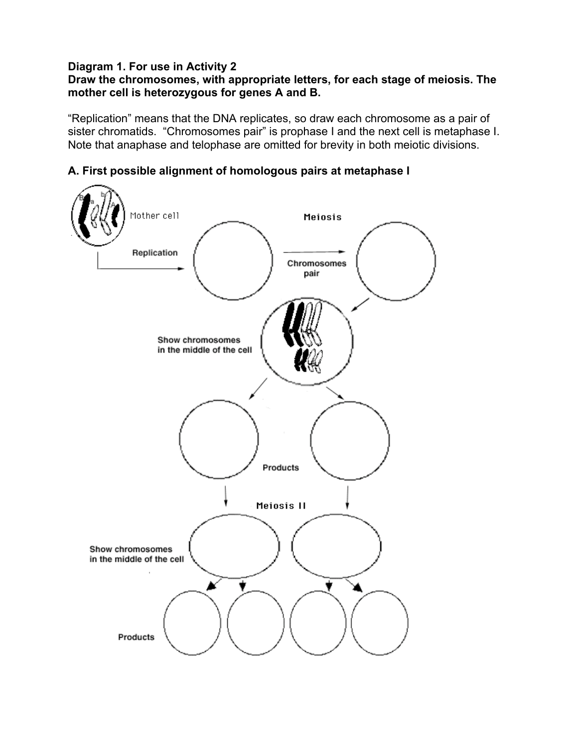**Diagram 1. For use in Activity 2**

**Draw the chromosomes, with appropriate letters, for each stage of meiosis. The mother cell is heterozygous for genes A and B.**

"Replication" means that the DNA replicates, so draw each chromosome as a pair of sister chromatids. "Chromosomes pair" is prophase I and the next cell is metaphase I. Note that anaphase and telophase are omitted for brevity in both meiotic divisions.

**A. First possible alignment of homologous pairs at metaphase I**

Mother cell

Replication

Meiosis

Chromosomes pair

Show chromosomes in the middle of the cell

Products

Meiosis II

Show chromosomes in the middle of the cell

Products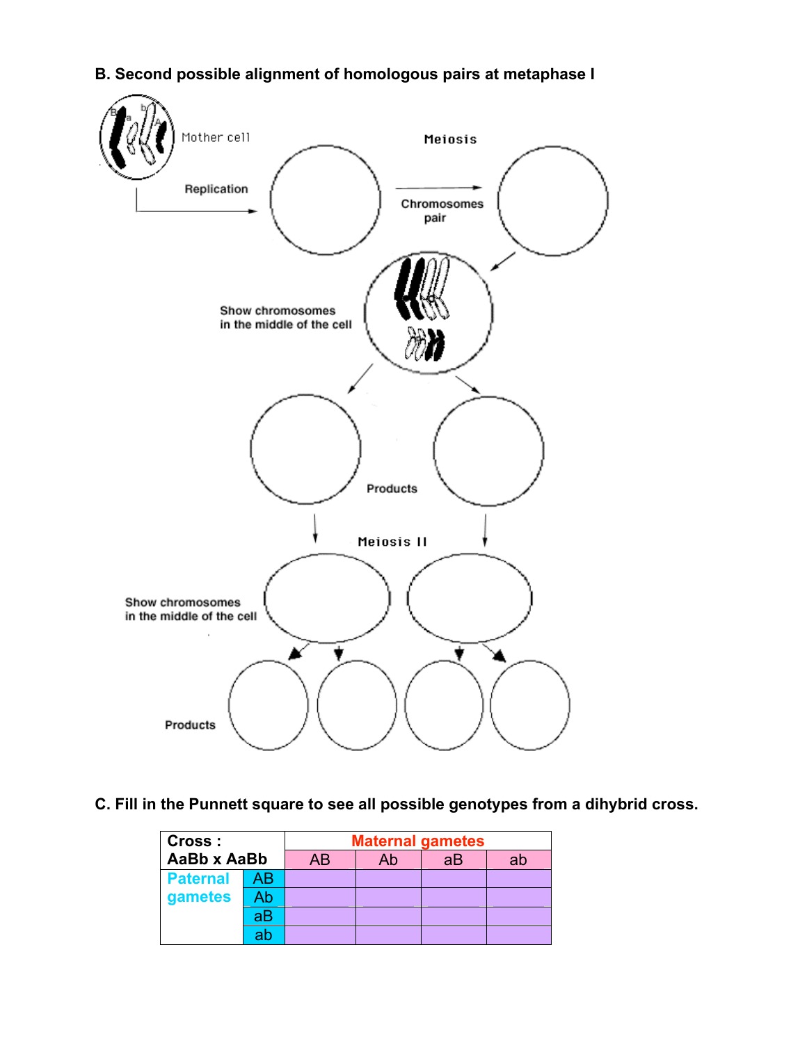## B. Second possible alignment of homologous pairs at metaphase I

Mother cell

Replication

Meiosis

Chromosomes pair

Show chromosomes in the middle of the cell

Products

Meiosis II

Show chromosomes in the middle of the cell

Products

## C. Fill in the Punnett square to see all possible genotypes from a dihybrid cross.

| Cross : AaBb x AaBb | | Maternal gametes | | | |
|---|---|---|---|---|---|
| | | AB | Ab | aB | ab |
| Paternal gametes | AB | | | | |
| | Ab | | | | |
| | aB | | | | |
| | ab | | | | |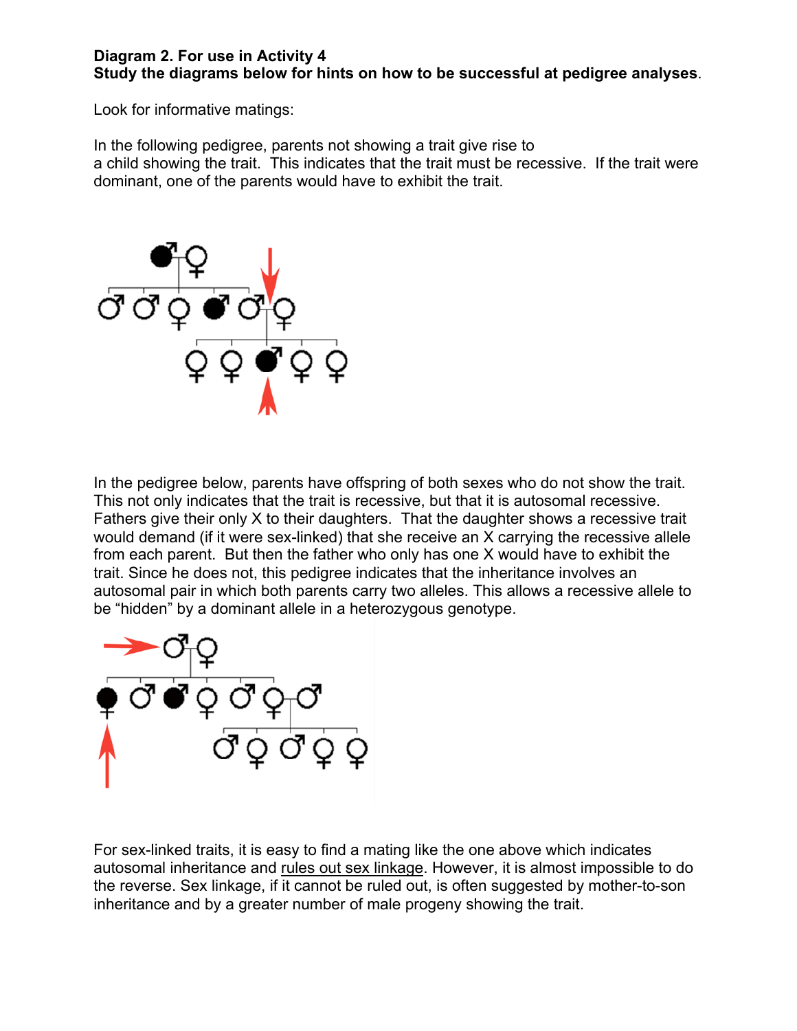**Diagram 2. For use in Activity 4**
**Study the diagrams below for hints on how to be successful at pedigree analyses**.

Look for informative matings:

In the following pedigree, parents not showing a trait give rise to a child showing the trait. This indicates that the trait must be recessive. If the trait were dominant, one of the parents would have to exhibit the trait.

In the pedigree below, parents have offspring of both sexes who do not show the trait. This not only indicates that the trait is recessive, but that it is autosomal recessive. Fathers give their only X to their daughters. That the daughter shows a recessive trait would demand (if it were sex-linked) that she receive an X carrying the recessive allele from each parent. But then the father who only has one X would have to exhibit the trait. Since he does not, this pedigree indicates that the inheritance involves an autosomal pair in which both parents carry two alleles. This allows a recessive allele to be "hidden" by a dominant allele in a heterozygous genotype.

For sex-linked traits, it is easy to find a mating like the one above which indicates autosomal inheritance and <u>rules out sex linkage</u>. However, it is almost impossible to do the reverse. Sex linkage, if it cannot be ruled out, is often suggested by mother-to-son inheritance and by a greater number of male progeny showing the trait.